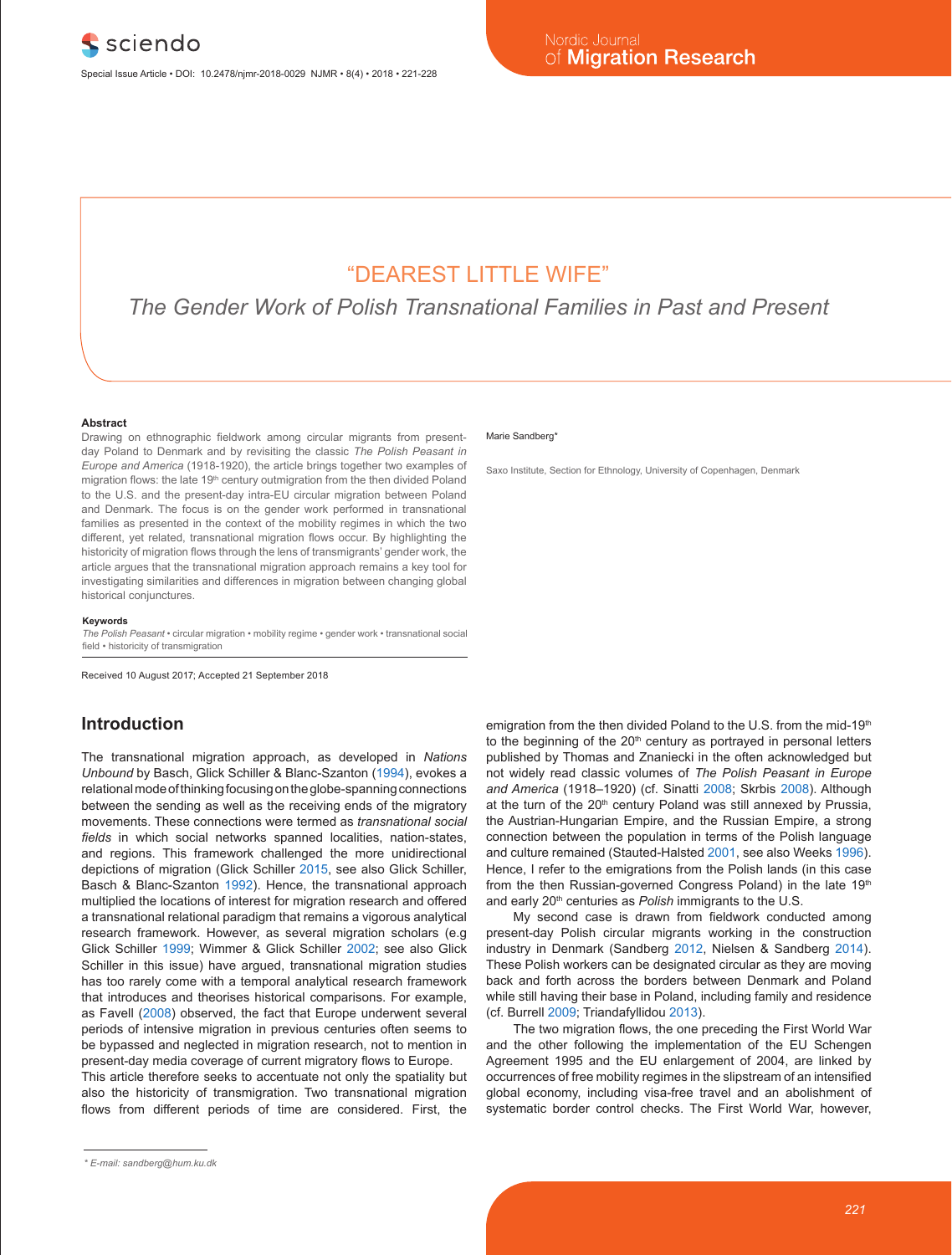# "DEAREST LITTLE WIFE"

## *The Gender Work of Polish Transnational Families in Past and Present*

Marie Sandberg*

Saxo Institute, Section for Ethnology, University of Copenhagen, Denmark

### Abstract

Drawing on ethnographic fieldwork among circular migrants from present-day Poland to Denmark and by revisiting the classic *The Polish Peasant in Europe and America* (1918-1920), the article brings together two examples of migration flows: the late 19th century outmigration from the then divided Poland to the U.S. and the present-day intra-EU circular migration between Poland and Denmark. The focus is on the gender work performed in transnational families as presented in the context of the mobility regimes in which the two different, yet related, transnational migration flows occur. By highlighting the historicity of migration flows through the lens of transmigrants' gender work, the article argues that the transnational migration approach remains a key tool for investigating similarities and differences in migration between changing global historical conjunctures.

### Keywords

*The Polish Peasant* • circular migration • mobility regime • gender work • transnational social field • historicity of transmigration

Received 10 August 2017; Accepted 21 September 2018

## Introduction

The transnational migration approach, as developed in *Nations Unbound* by Basch, Glick Schiller & Blanc-Szanton (1994), evokes a relational mode of thinking focusing on the globe-spanning connections between the sending as well as the receiving ends of the migratory movements. These connections were termed as *transnational social fields* in which social networks spanned localities, nation-states, and regions. This framework challenged the more unidirectional depictions of migration (Glick Schiller 2015, see also Glick Schiller, Basch & Blanc-Szanton 1992). Hence, the transnational approach multiplied the locations of interest for migration research and offered a transnational relational paradigm that remains a vigorous analytical research framework. However, as several migration scholars (e.g Glick Schiller 1999; Wimmer & Glick Schiller 2002; see also Glick Schiller in this issue) have argued, transnational migration studies has too rarely come with a temporal analytical research framework that introduces and theorises historical comparisons. For example, as Favell (2008) observed, the fact that Europe underwent several periods of intensive migration in previous centuries often seems to be bypassed and neglected in migration research, not to mention in present-day media coverage of current migratory flows to Europe.

This article therefore seeks to accentuate not only the spatiality but also the historicity of transmigration. Two transnational migration flows from different periods of time are considered. First, the emigration from the then divided Poland to the U.S. from the mid-19th to the beginning of the 20th century as portrayed in personal letters published by Thomas and Znaniecki in the often acknowledged but not widely read classic volumes of *The Polish Peasant in Europe and America* (1918–1920) (cf. Sinatti 2008; Skrbis 2008). Although at the turn of the 20th century Poland was still annexed by Prussia, the Austrian-Hungarian Empire, and the Russian Empire, a strong connection between the population in terms of the Polish language and culture remained (Stauted-Halsted 2001, see also Weeks 1996). Hence, I refer to the emigrations from the Polish lands (in this case from the then Russian-governed Congress Poland) in the late 19th and early 20th centuries as *Polish* immigrants to the U.S.

My second case is drawn from fieldwork conducted among present-day Polish circular migrants working in the construction industry in Denmark (Sandberg 2012, Nielsen & Sandberg 2014). These Polish workers can be designated circular as they are moving back and forth across the borders between Denmark and Poland while still having their base in Poland, including family and residence (cf. Burrell 2009; Triandafyllidou 2013).

The two migration flows, the one preceding the First World War and the other following the implementation of the EU Schengen Agreement 1995 and the EU enlargement of 2004, are linked by occurrences of free mobility regimes in the slipstream of an intensified global economy, including visa-free travel and an abolishment of systematic border control checks. The First World War, however,

\* E-mail: sandberg@hum.ku.dk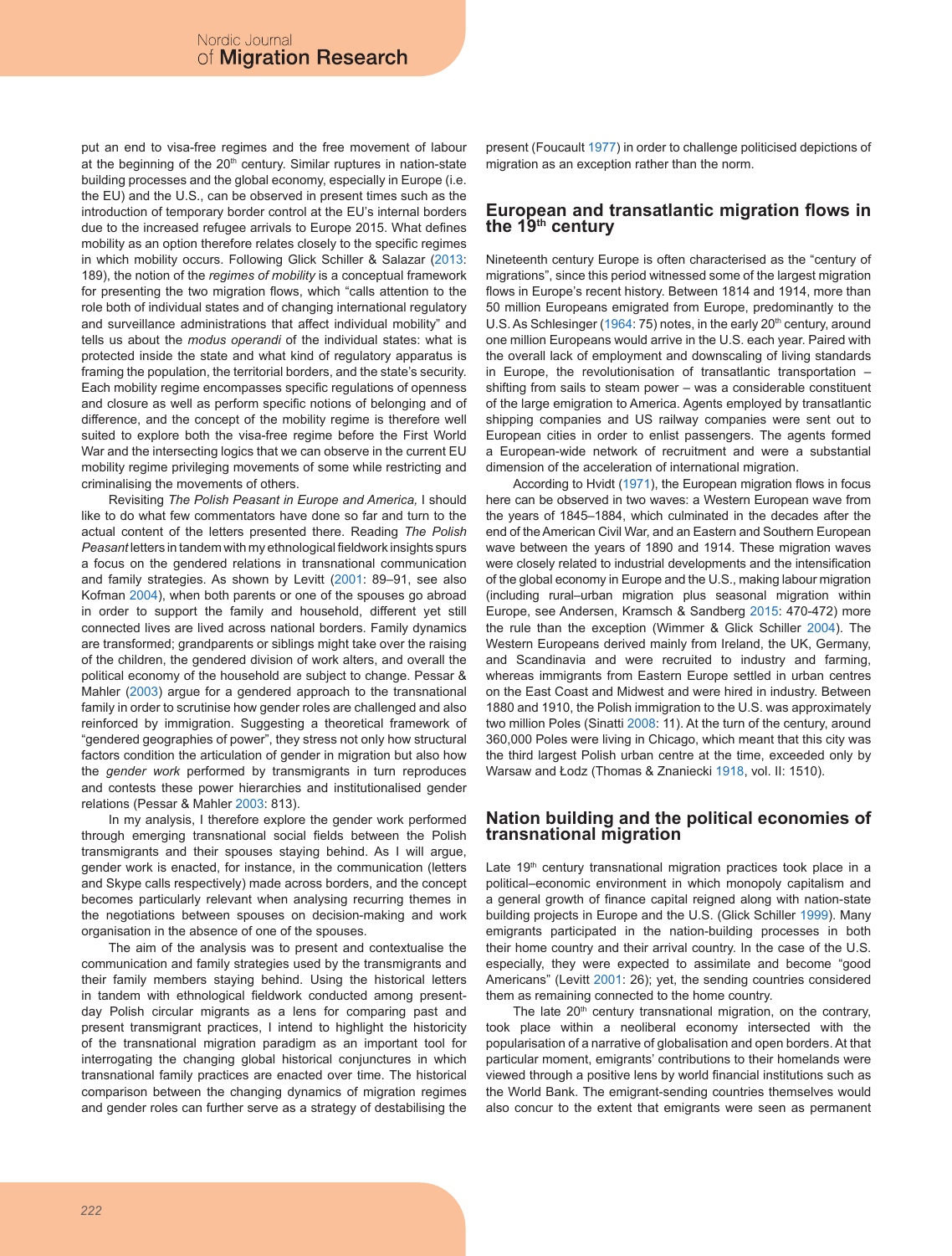put an end to visa-free regimes and the free movement of labour at the beginning of the 20th century. Similar ruptures in nation-state building processes and the global economy, especially in Europe (i.e. the EU) and the U.S., can be observed in present times such as the introduction of temporary border control at the EU's internal borders due to the increased refugee arrivals to Europe 2015. What defines mobility as an option therefore relates closely to the specific regimes in which mobility occurs. Following Glick Schiller & Salazar (2013: 189), the notion of the *regimes of mobility* is a conceptual framework for presenting the two migration flows, which "calls attention to the role both of individual states and of changing international regulatory and surveillance administrations that affect individual mobility" and tells us about the *modus operandi* of the individual states: what is protected inside the state and what kind of regulatory apparatus is framing the population, the territorial borders, and the state's security. Each mobility regime encompasses specific regulations of openness and closure as well as perform specific notions of belonging and of difference, and the concept of the mobility regime is therefore well suited to explore both the visa-free regime before the First World War and the intersecting logics that we can observe in the current EU mobility regime privileging movements of some while restricting and criminalising the movements of others.

Revisiting *The Polish Peasant in Europe and America,* I should like to do what few commentators have done so far and turn to the actual content of the letters presented there. Reading *The Polish Peasant* letters in tandem with my ethnological fieldwork insights spurs a focus on the gendered relations in transnational communication and family strategies. As shown by Levitt (2001: 89–91, see also Kofman 2004), when both parents or one of the spouses go abroad in order to support the family and household, different yet still connected lives are lived across national borders. Family dynamics are transformed; grandparents or siblings might take over the raising of the children, the gendered division of work alters, and overall the political economy of the household are subject to change. Pessar & Mahler (2003) argue for a gendered approach to the transnational family in order to scrutinise how gender roles are challenged and also reinforced by immigration. Suggesting a theoretical framework of "gendered geographies of power", they stress not only how structural factors condition the articulation of gender in migration but also how the *gender work* performed by transmigrants in turn reproduces and contests these power hierarchies and institutionalised gender relations (Pessar & Mahler 2003: 813).

In my analysis, I therefore explore the gender work performed through emerging transnational social fields between the Polish transmigrants and their spouses staying behind. As I will argue, gender work is enacted, for instance, in the communication (letters and Skype calls respectively) made across borders, and the concept becomes particularly relevant when analysing recurring themes in the negotiations between spouses on decision-making and work organisation in the absence of one of the spouses.

The aim of the analysis was to present and contextualise the communication and family strategies used by the transmigrants and their family members staying behind. Using the historical letters in tandem with ethnological fieldwork conducted among present-day Polish circular migrants as a lens for comparing past and present transmigrant practices, I intend to highlight the historicity of the transnational migration paradigm as an important tool for interrogating the changing global historical conjunctures in which transnational family practices are enacted over time. The historical comparison between the changing dynamics of migration regimes and gender roles can further serve as a strategy of destabilising the present (Foucault 1977) in order to challenge politicised depictions of migration as an exception rather than the norm.

## European and transatlantic migration flows in the 19th century

Nineteenth century Europe is often characterised as the "century of migrations", since this period witnessed some of the largest migration flows in Europe's recent history. Between 1814 and 1914, more than 50 million Europeans emigrated from Europe, predominantly to the U.S. As Schlesinger (1964: 75) notes, in the early 20th century, around one million Europeans would arrive in the U.S. each year. Paired with the overall lack of employment and downscaling of living standards in Europe, the revolutionisation of transatlantic transportation – shifting from sails to steam power – was a considerable constituent of the large emigration to America. Agents employed by transatlantic shipping companies and US railway companies were sent out to European cities in order to enlist passengers. The agents formed a European-wide network of recruitment and were a substantial dimension of the acceleration of international migration.

According to Hvidt (1971), the European migration flows in focus here can be observed in two waves: a Western European wave from the years of 1845–1884, which culminated in the decades after the end of the American Civil War, and an Eastern and Southern European wave between the years of 1890 and 1914. These migration waves were closely related to industrial developments and the intensification of the global economy in Europe and the U.S., making labour migration (including rural–urban migration plus seasonal migration within Europe, see Andersen, Kramsch & Sandberg 2015: 470-472) more the rule than the exception (Wimmer & Glick Schiller 2004). The Western Europeans derived mainly from Ireland, the UK, Germany, and Scandinavia and were recruited to industry and farming, whereas immigrants from Eastern Europe settled in urban centres on the East Coast and Midwest and were hired in industry. Between 1880 and 1910, the Polish immigration to the U.S. was approximately two million Poles (Sinatti 2008: 11). At the turn of the century, around 360,000 Poles were living in Chicago, which meant that this city was the third largest Polish urban centre at the time, exceeded only by Warsaw and Łodz (Thomas & Znaniecki 1918, vol. II: 1510).

## Nation building and the political economies of transnational migration

Late 19th century transnational migration practices took place in a political–economic environment in which monopoly capitalism and a general growth of finance capital reigned along with nation-state building projects in Europe and the U.S. (Glick Schiller 1999). Many emigrants participated in the nation-building processes in both their home country and their arrival country. In the case of the U.S. especially, they were expected to assimilate and become "good Americans" (Levitt 2001: 26); yet, the sending countries considered them as remaining connected to the home country.

The late 20th century transnational migration, on the contrary, took place within a neoliberal economy intersected with the popularisation of a narrative of globalisation and open borders. At that particular moment, emigrants' contributions to their homelands were viewed through a positive lens by world financial institutions such as the World Bank. The emigrant-sending countries themselves would also concur to the extent that emigrants were seen as permanent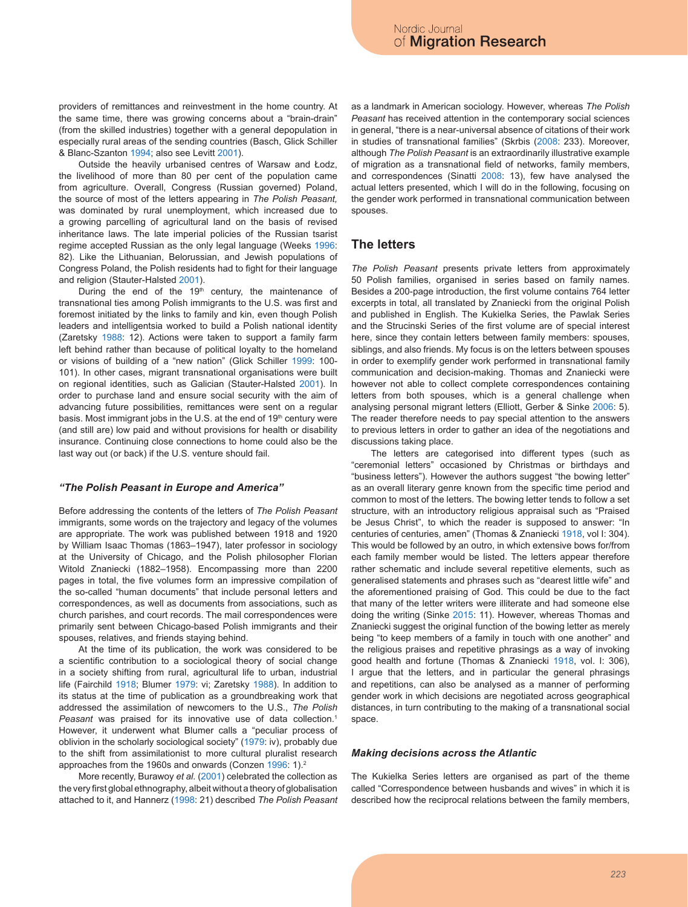providers of remittances and reinvestment in the home country. At the same time, there was growing concerns about a "brain-drain" (from the skilled industries) together with a general depopulation in especially rural areas of the sending countries (Basch, Glick Schiller & Blanc-Szanton 1994; also see Levitt 2001).

Outside the heavily urbanised centres of Warsaw and Łodz, the livelihood of more than 80 per cent of the population came from agriculture. Overall, Congress (Russian governed) Poland, the source of most of the letters appearing in *The Polish Peasant,* was dominated by rural unemployment, which increased due to a growing parcelling of agricultural land on the basis of revised inheritance laws. The late imperial policies of the Russian tsarist regime accepted Russian as the only legal language (Weeks 1996: 82). Like the Lithuanian, Belorussian, and Jewish populations of Congress Poland, the Polish residents had to fight for their language and religion (Stauter-Halsted 2001).

During the end of the 19th century, the maintenance of transnational ties among Polish immigrants to the U.S. was first and foremost initiated by the links to family and kin, even though Polish leaders and intelligentsia worked to build a Polish national identity (Zaretsky 1988: 12). Actions were taken to support a family farm left behind rather than because of political loyalty to the homeland or visions of building of a "new nation" (Glick Schiller 1999: 100-101). In other cases, migrant transnational organisations were built on regional identities, such as Galician (Stauter-Halsted 2001). In order to purchase land and ensure social security with the aim of advancing future possibilities, remittances were sent on a regular basis. Most immigrant jobs in the U.S. at the end of 19th century were (and still are) low paid and without provisions for health or disability insurance. Continuing close connections to home could also be the last way out (or back) if the U.S. venture should fail.

### *"The Polish Peasant in Europe and America"*

Before addressing the contents of the letters of *The Polish Peasant* immigrants, some words on the trajectory and legacy of the volumes are appropriate. The work was published between 1918 and 1920 by William Isaac Thomas (1863–1947), later professor in sociology at the University of Chicago, and the Polish philosopher Florian Witold Znaniecki (1882–1958). Encompassing more than 2200 pages in total, the five volumes form an impressive compilation of the so-called "human documents" that include personal letters and correspondences, as well as documents from associations, such as church parishes, and court records. The mail correspondences were primarily sent between Chicago-based Polish immigrants and their spouses, relatives, and friends staying behind.

At the time of its publication, the work was considered to be a scientific contribution to a sociological theory of social change in a society shifting from rural, agricultural life to urban, industrial life (Fairchild 1918; Blumer 1979: vi; Zaretsky 1988). In addition to its status at the time of publication as a groundbreaking work that addressed the assimilation of newcomers to the U.S., *The Polish Peasant* was praised for its innovative use of data collection.[1] However, it underwent what Blumer calls a "peculiar process of oblivion in the scholarly sociological society" (1979: iv), probably due to the shift from assimilationist to more cultural pluralist research approaches from the 1960s and onwards (Conzen 1996: 1).[2]

More recently, Burawoy *et al.* (2001) celebrated the collection as the very first global ethnography, albeit without a theory of globalisation attached to it, and Hannerz (1998: 21) described *The Polish Peasant* as a landmark in American sociology. However, whereas *The Polish Peasant* has received attention in the contemporary social sciences in general, "there is a near-universal absence of citations of their work in studies of transnational families" (Skrbis (2008: 233). Moreover, although *The Polish Peasant* is an extraordinarily illustrative example of migration as a transnational field of networks, family members, and correspondences (Sinatti 2008: 13), few have analysed the actual letters presented, which I will do in the following, focusing on the gender work performed in transnational communication between spouses.

## The letters

*The Polish Peasant* presents private letters from approximately 50 Polish families, organised in series based on family names. Besides a 200-page introduction, the first volume contains 764 letter excerpts in total, all translated by Znaniecki from the original Polish and published in English. The Kukielka Series, the Pawlak Series and the Strucinski Series of the first volume are of special interest here, since they contain letters between family members: spouses, siblings, and also friends. My focus is on the letters between spouses in order to exemplify gender work performed in transnational family communication and decision-making. Thomas and Znaniecki were however not able to collect complete correspondences containing letters from both spouses, which is a general challenge when analysing personal migrant letters (Elliott, Gerber & Sinke 2006: 5). The reader therefore needs to pay special attention to the answers to previous letters in order to gather an idea of the negotiations and discussions taking place.

The letters are categorised into different types (such as "ceremonial letters" occasioned by Christmas or birthdays and "business letters"). However the authors suggest "the bowing letter" as an overall literary genre known from the specific time period and common to most of the letters. The bowing letter tends to follow a set structure, with an introductory religious appraisal such as "Praised be Jesus Christ", to which the reader is supposed to answer: "In centuries of centuries, amen" (Thomas & Znaniecki 1918, vol I: 304). This would be followed by an outro, in which extensive bows for/from each family member would be listed. The letters appear therefore rather schematic and include several repetitive elements, such as generalised statements and phrases such as "dearest little wife" and the aforementioned praising of God. This could be due to the fact that many of the letter writers were illiterate and had someone else doing the writing (Sinke 2015: 11). However, whereas Thomas and Znaniecki suggest the original function of the bowing letter as merely being "to keep members of a family in touch with one another" and the religious praises and repetitive phrasings as a way of invoking good health and fortune (Thomas & Znaniecki 1918, vol. I: 306), I argue that the letters, and in particular the general phrasings and repetitions, can also be analysed as a manner of performing gender work in which decisions are negotiated across geographical distances, in turn contributing to the making of a transnational social space.

### *Making decisions across the Atlantic*

The Kukielka Series letters are organised as part of the theme called "Correspondence between husbands and wives" in which it is described how the reciprocal relations between the family members,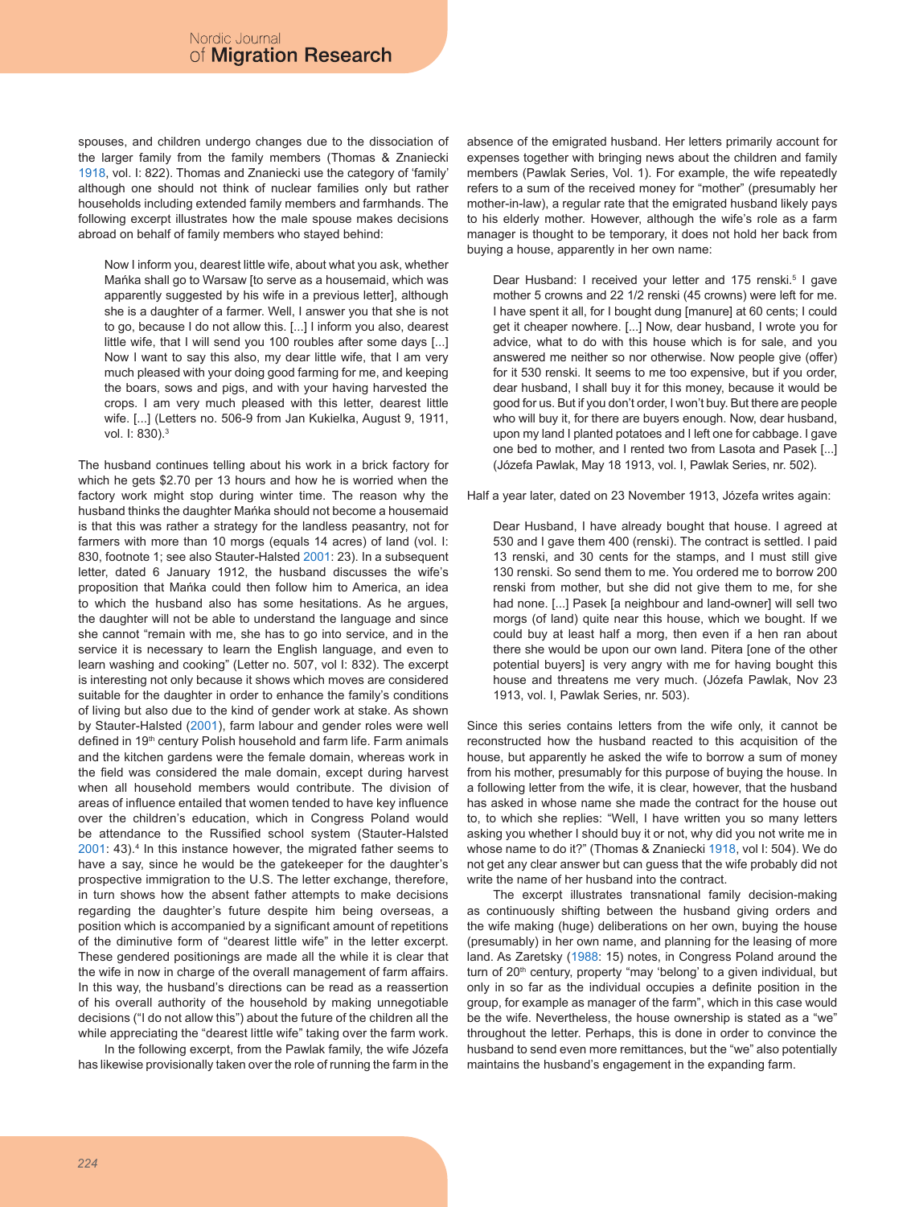spouses, and children undergo changes due to the dissociation of the larger family from the family members (Thomas & Znaniecki 1918, vol. I: 822). Thomas and Znaniecki use the category of 'family' although one should not think of nuclear families only but rather households including extended family members and farmhands. The following excerpt illustrates how the male spouse makes decisions abroad on behalf of family members who stayed behind:

> Now I inform you, dearest little wife, about what you ask, whether Mańka shall go to Warsaw [to serve as a housemaid, which was apparently suggested by his wife in a previous letter], although she is a daughter of a farmer. Well, I answer you that she is not to go, because I do not allow this. [...] I inform you also, dearest little wife, that I will send you 100 roubles after some days [...] Now I want to say this also, my dear little wife, that I am very much pleased with your doing good farming for me, and keeping the boars, sows and pigs, and with your having harvested the crops. I am very much pleased with this letter, dearest little wife. [...] (Letters no. 506-9 from Jan Kukielka, August 9, 1911, vol. I: 830).[3]

The husband continues telling about his work in a brick factory for which he gets $2.70 per 13 hours and how he is worried when the factory work might stop during winter time. The reason why the husband thinks the daughter Mańka should not become a housemaid is that this was rather a strategy for the landless peasantry, not for farmers with more than 10 morgs (equals 14 acres) of land (vol. I: 830, footnote 1; see also Stauter-Halsted 2001: 23). In a subsequent letter, dated 6 January 1912, the husband discusses the wife's proposition that Mańka could then follow him to America, an idea to which the husband also has some hesitations. As he argues, the daughter will not be able to understand the language and since she cannot "remain with me, she has to go into service, and in the service it is necessary to learn the English language, and even to learn washing and cooking" (Letter no. 507, vol I: 832). The excerpt is interesting not only because it shows which moves are considered suitable for the daughter in order to enhance the family's conditions of living but also due to the kind of gender work at stake. As shown by Stauter-Halsted (2001), farm labour and gender roles were well defined in 19th century Polish household and farm life. Farm animals and the kitchen gardens were the female domain, whereas work in the field was considered the male domain, except during harvest when all household members would contribute. The division of areas of influence entailed that women tended to have key influence over the children's education, which in Congress Poland would be attendance to the Russified school system (Stauter-Halsted 2001: 43).[4] In this instance however, the migrated father seems to have a say, since he would be the gatekeeper for the daughter's prospective immigration to the U.S. The letter exchange, therefore, in turn shows how the absent father attempts to make decisions regarding the daughter's future despite him being overseas, a position which is accompanied by a significant amount of repetitions of the diminutive form of "dearest little wife" in the letter excerpt. These gendered positionings are made all the while it is clear that the wife in now in charge of the overall management of farm affairs. In this way, the husband's directions can be read as a reassertion of his overall authority of the household by making unnegotiable decisions ("I do not allow this") about the future of the children all the while appreciating the "dearest little wife" taking over the farm work.

In the following excerpt, from the Pawlak family, the wife Józefa has likewise provisionally taken over the role of running the farm in the absence of the emigrated husband. Her letters primarily account for expenses together with bringing news about the children and family members (Pawlak Series, Vol. 1). For example, the wife repeatedly refers to a sum of the received money for "mother" (presumably her mother-in-law), a regular rate that the emigrated husband likely pays to his elderly mother. However, although the wife's role as a farm manager is thought to be temporary, it does not hold her back from buying a house, apparently in her own name:

> Dear Husband: I received your letter and 175 renski.[5] I gave mother 5 crowns and 22 1/2 renski (45 crowns) were left for me. I have spent it all, for I bought dung [manure] at 60 cents; I could get it cheaper nowhere. [...] Now, dear husband, I wrote you for advice, what to do with this house which is for sale, and you answered me neither so nor otherwise. Now people give (offer) for it 530 renski. It seems to me too expensive, but if you order, dear husband, I shall buy it for this money, because it would be good for us. But if you don't order, I won't buy. But there are people who will buy it, for there are buyers enough. Now, dear husband, upon my land I planted potatoes and I left one for cabbage. I gave one bed to mother, and I rented two from Lasota and Pasek [...] (Józefa Pawlak, May 18 1913, vol. I, Pawlak Series, nr. 502).

Half a year later, dated on 23 November 1913, Józefa writes again:

> Dear Husband, I have already bought that house. I agreed at 530 and I gave them 400 (renski). The contract is settled. I paid 13 renski, and 30 cents for the stamps, and I must still give 130 renski. So send them to me. You ordered me to borrow 200 renski from mother, but she did not give them to me, for she had none. [...] Pasek [a neighbour and land-owner] will sell two morgs (of land) quite near this house, which we bought. If we could buy at least half a morg, then even if a hen ran about there she would be upon our own land. Pitera [one of the other potential buyers] is very angry with me for having bought this house and threatens me very much. (Józefa Pawlak, Nov 23 1913, vol. I, Pawlak Series, nr. 503).

Since this series contains letters from the wife only, it cannot be reconstructed how the husband reacted to this acquisition of the house, but apparently he asked the wife to borrow a sum of money from his mother, presumably for this purpose of buying the house. In a following letter from the wife, it is clear, however, that the husband has asked in whose name she made the contract for the house out to, to which she replies: "Well, I have written you so many letters asking you whether I should buy it or not, why did you not write me in whose name to do it?" (Thomas & Znaniecki 1918, vol I: 504). We do not get any clear answer but can guess that the wife probably did not write the name of her husband into the contract.

The excerpt illustrates transnational family decision-making as continuously shifting between the husband giving orders and the wife making (huge) deliberations on her own, buying the house (presumably) in her own name, and planning for the leasing of more land. As Zaretsky (1988: 15) notes, in Congress Poland around the turn of 20th century, property "may 'belong' to a given individual, but only in so far as the individual occupies a definite position in the group, for example as manager of the farm", which in this case would be the wife. Nevertheless, the house ownership is stated as a "we" throughout the letter. Perhaps, this is done in order to convince the husband to send even more remittances, but the "we" also potentially maintains the husband's engagement in the expanding farm.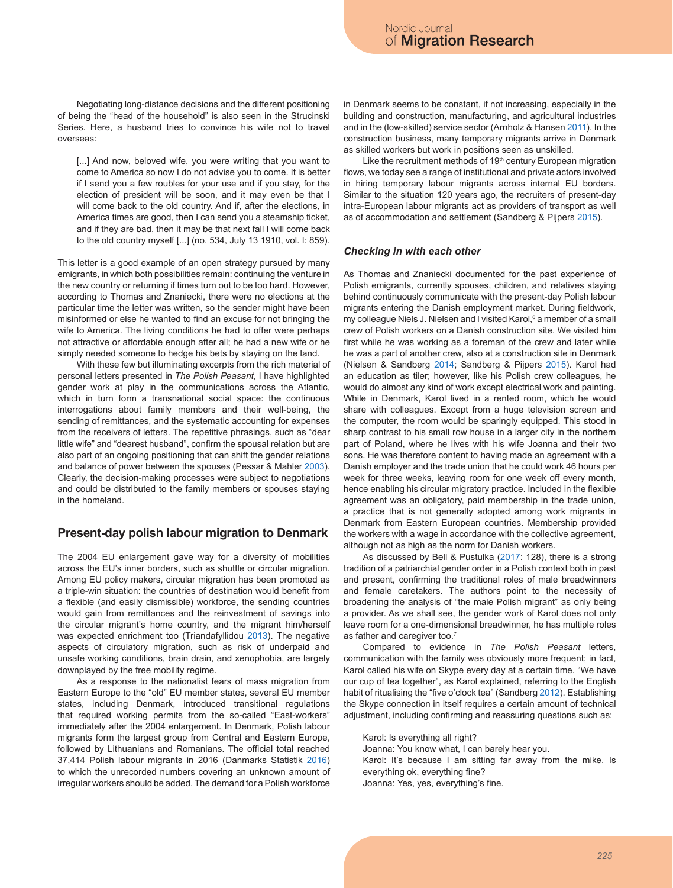Negotiating long-distance decisions and the different positioning of being the "head of the household" is also seen in the Strucinski Series. Here, a husband tries to convince his wife not to travel overseas:

> [...] And now, beloved wife, you were writing that you want to come to America so now I do not advise you to come. It is better if I send you a few roubles for your use and if you stay, for the election of president will be soon, and it may even be that I will come back to the old country. And if, after the elections, in America times are good, then I can send you a steamship ticket, and if they are bad, then it may be that next fall I will come back to the old country myself [...] (no. 534, July 13 1910, vol. I: 859).

This letter is a good example of an open strategy pursued by many emigrants, in which both possibilities remain: continuing the venture in the new country or returning if times turn out to be too hard. However, according to Thomas and Znaniecki, there were no elections at the particular time the letter was written, so the sender might have been misinformed or else he wanted to find an excuse for not bringing the wife to America. The living conditions he had to offer were perhaps not attractive or affordable enough after all; he had a new wife or he simply needed someone to hedge his bets by staying on the land.

With these few but illuminating excerpts from the rich material of personal letters presented in *The Polish Peasant*, I have highlighted gender work at play in the communications across the Atlantic, which in turn form a transnational social space: the continuous interrogations about family members and their well-being, the sending of remittances, and the systematic accounting for expenses from the receivers of letters. The repetitive phrasings, such as "dear little wife" and "dearest husband", confirm the spousal relation but are also part of an ongoing positioning that can shift the gender relations and balance of power between the spouses (Pessar & Mahler 2003). Clearly, the decision-making processes were subject to negotiations and could be distributed to the family members or spouses staying in the homeland.

## Present-day polish labour migration to Denmark

The 2004 EU enlargement gave way for a diversity of mobilities across the EU's inner borders, such as shuttle or circular migration. Among EU policy makers, circular migration has been promoted as a triple-win situation: the countries of destination would benefit from a flexible (and easily dismissible) workforce, the sending countries would gain from remittances and the reinvestment of savings into the circular migrant's home country, and the migrant him/herself was expected enrichment too (Triandafyllidou 2013). The negative aspects of circulatory migration, such as risk of underpaid and unsafe working conditions, brain drain, and xenophobia, are largely downplayed by the free mobility regime.

As a response to the nationalist fears of mass migration from Eastern Europe to the "old" EU member states, several EU member states, including Denmark, introduced transitional regulations that required working permits from the so-called "East-workers" immediately after the 2004 enlargement. In Denmark, Polish labour migrants form the largest group from Central and Eastern Europe, followed by Lithuanians and Romanians. The official total reached 37,414 Polish labour migrants in 2016 (Danmarks Statistik 2016) to which the unrecorded numbers covering an unknown amount of irregular workers should be added. The demand for a Polish workforce in Denmark seems to be constant, if not increasing, especially in the building and construction, manufacturing, and agricultural industries and in the (low-skilled) service sector (Arnholz & Hansen 2011). In the construction business, many temporary migrants arrive in Denmark as skilled workers but work in positions seen as unskilled.

Like the recruitment methods of 19th century European migration flows, we today see a range of institutional and private actors involved in hiring temporary labour migrants across internal EU borders. Similar to the situation 120 years ago, the recruiters of present-day intra-European labour migrants act as providers of transport as well as of accommodation and settlement (Sandberg & Pijpers 2015).

### *Checking in with each other*

As Thomas and Znaniecki documented for the past experience of Polish emigrants, currently spouses, children, and relatives staying behind continuously communicate with the present-day Polish labour migrants entering the Danish employment market. During fieldwork, my colleague Niels J. Nielsen and I visited Karol,[6] a member of a small crew of Polish workers on a Danish construction site. We visited him first while he was working as a foreman of the crew and later while he was a part of another crew, also at a construction site in Denmark (Nielsen & Sandberg 2014; Sandberg & Pijpers 2015). Karol had an education as tiler; however, like his Polish crew colleagues, he would do almost any kind of work except electrical work and painting. While in Denmark, Karol lived in a rented room, which he would share with colleagues. Except from a huge television screen and the computer, the room would be sparingly equipped. This stood in sharp contrast to his small row house in a larger city in the northern part of Poland, where he lives with his wife Joanna and their two sons. He was therefore content to having made an agreement with a Danish employer and the trade union that he could work 46 hours per week for three weeks, leaving room for one week off every month, hence enabling his circular migratory practice. Included in the flexible agreement was an obligatory, paid membership in the trade union, a practice that is not generally adopted among work migrants in Denmark from Eastern European countries. Membership provided the workers with a wage in accordance with the collective agreement, although not as high as the norm for Danish workers.

As discussed by Bell & Pustułka (2017: 128), there is a strong tradition of a patriarchial gender order in a Polish context both in past and present, confirming the traditional roles of male breadwinners and female caretakers. The authors point to the necessity of broadening the analysis of "the male Polish migrant" as only being a provider. As we shall see, the gender work of Karol does not only leave room for a one-dimensional breadwinner, he has multiple roles as father and caregiver too.[7]

Compared to evidence in *The Polish Peasant* letters, communication with the family was obviously more frequent; in fact, Karol called his wife on Skype every day at a certain time. "We have our cup of tea together", as Karol explained, referring to the English habit of ritualising the "five o'clock tea" (Sandberg 2012). Establishing the Skype connection in itself requires a certain amount of technical adjustment, including confirming and reassuring questions such as:

> Karol: Is everything all right?
> Joanna: You know what, I can barely hear you.
> Karol: It's because I am sitting far away from the mike. Is everything ok, everything fine?
> Joanna: Yes, yes, everything's fine.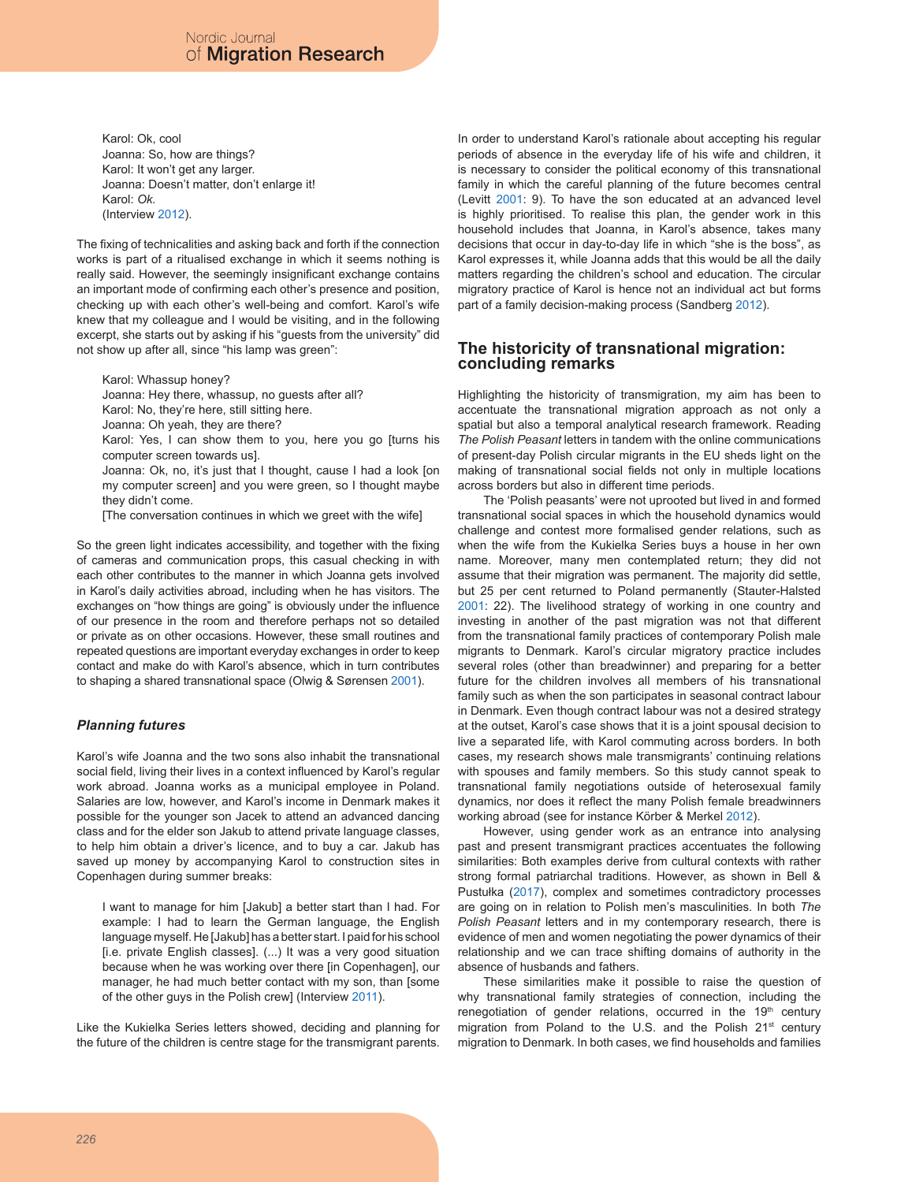Karol: Ok, cool
Joanna: So, how are things?
Karol: It won't get any larger.
Joanna: Doesn't matter, don't enlarge it!
Karol: *Ok.*
(Interview 2012).

The fixing of technicalities and asking back and forth if the connection works is part of a ritualised exchange in which it seems nothing is really said. However, the seemingly insignificant exchange contains an important mode of confirming each other's presence and position, checking up with each other's well-being and comfort. Karol's wife knew that my colleague and I would be visiting, and in the following excerpt, she starts out by asking if his "guests from the university" did not show up after all, since "his lamp was green":

> Karol: Whassup honey?
> Joanna: Hey there, whassup, no guests after all?
> Karol: No, they're here, still sitting here.
> Joanna: Oh yeah, they are there?
> Karol: Yes, I can show them to you, here you go [turns his computer screen towards us].
> Joanna: Ok, no, it's just that I thought, cause I had a look [on my computer screen] and you were green, so I thought maybe they didn't come.
> [The conversation continues in which we greet with the wife]

So the green light indicates accessibility, and together with the fixing of cameras and communication props, this casual checking in with each other contributes to the manner in which Joanna gets involved in Karol's daily activities abroad, including when he has visitors. The exchanges on "how things are going" is obviously under the influence of our presence in the room and therefore perhaps not so detailed or private as on other occasions. However, these small routines and repeated questions are important everyday exchanges in order to keep contact and make do with Karol's absence, which in turn contributes to shaping a shared transnational space (Olwig & Sørensen 2001).

### *Planning futures*

Karol's wife Joanna and the two sons also inhabit the transnational social field, living their lives in a context influenced by Karol's regular work abroad. Joanna works as a municipal employee in Poland. Salaries are low, however, and Karol's income in Denmark makes it possible for the younger son Jacek to attend an advanced dancing class and for the elder son Jakub to attend private language classes, to help him obtain a driver's licence, and to buy a car. Jakub has saved up money by accompanying Karol to construction sites in Copenhagen during summer breaks:

> I want to manage for him [Jakub] a better start than I had. For example: I had to learn the German language, the English language myself. He [Jakub] has a better start. I paid for his school [i.e. private English classes]. (...) It was a very good situation because when he was working over there [in Copenhagen], our manager, he had much better contact with my son, than [some of the other guys in the Polish crew] (Interview 2011).

Like the Kukielka Series letters showed, deciding and planning for the future of the children is centre stage for the transmigrant parents. In order to understand Karol's rationale about accepting his regular periods of absence in the everyday life of his wife and children, it is necessary to consider the political economy of this transnational family in which the careful planning of the future becomes central (Levitt 2001: 9). To have the son educated at an advanced level is highly prioritised. To realise this plan, the gender work in this household includes that Joanna, in Karol's absence, takes many decisions that occur in day-to-day life in which "she is the boss", as Karol expresses it, while Joanna adds that this would be all the daily matters regarding the children's school and education. The circular migratory practice of Karol is hence not an individual act but forms part of a family decision-making process (Sandberg 2012).

## The historicity of transnational migration: concluding remarks

Highlighting the historicity of transmigration, my aim has been to accentuate the transnational migration approach as not only a spatial but also a temporal analytical research framework. Reading *The Polish Peasant* letters in tandem with the online communications of present-day Polish circular migrants in the EU sheds light on the making of transnational social fields not only in multiple locations across borders but also in different time periods.

The 'Polish peasants' were not uprooted but lived in and formed transnational social spaces in which the household dynamics would challenge and contest more formalised gender relations, such as when the wife from the Kukielka Series buys a house in her own name. Moreover, many men contemplated return; they did not assume that their migration was permanent. The majority did settle, but 25 per cent returned to Poland permanently (Stauter-Halsted 2001: 22). The livelihood strategy of working in one country and investing in another of the past migration was not that different from the transnational family practices of contemporary Polish male migrants to Denmark. Karol's circular migratory practice includes several roles (other than breadwinner) and preparing for a better future for the children involves all members of his transnational family such as when the son participates in seasonal contract labour in Denmark. Even though contract labour was not a desired strategy at the outset, Karol's case shows that it is a joint spousal decision to live a separated life, with Karol commuting across borders. In both cases, my research shows male transmigrants' continuing relations with spouses and family members. So this study cannot speak to transnational family negotiations outside of heterosexual family dynamics, nor does it reflect the many Polish female breadwinners working abroad (see for instance Körber & Merkel 2012).

However, using gender work as an entrance into analysing past and present transmigrant practices accentuates the following similarities: Both examples derive from cultural contexts with rather strong formal patriarchal traditions. However, as shown in Bell & Pustułka (2017), complex and sometimes contradictory processes are going on in relation to Polish men's masculinities. In both *The Polish Peasant* letters and in my contemporary research, there is evidence of men and women negotiating the power dynamics of their relationship and we can trace shifting domains of authority in the absence of husbands and fathers.

These similarities make it possible to raise the question of why transnational family strategies of connection, including the renegotiation of gender relations, occurred in the 19th century migration from Poland to the U.S. and the Polish 21st century migration to Denmark. In both cases, we find households and families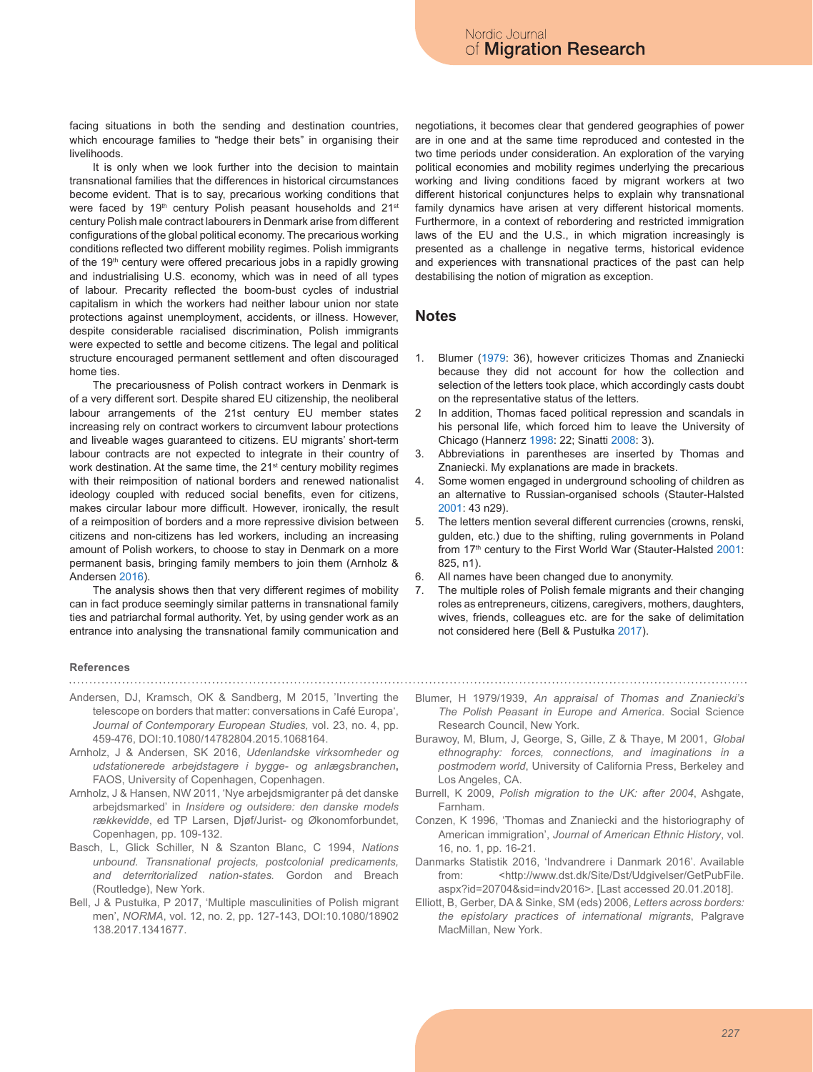facing situations in both the sending and destination countries, which encourage families to "hedge their bets" in organising their livelihoods.

It is only when we look further into the decision to maintain transnational families that the differences in historical circumstances become evident. That is to say, precarious working conditions that were faced by 19th century Polish peasant households and 21st century Polish male contract labourers in Denmark arise from different configurations of the global political economy. The precarious working conditions reflected two different mobility regimes. Polish immigrants of the 19th century were offered precarious jobs in a rapidly growing and industrialising U.S. economy, which was in need of all types of labour. Precarity reflected the boom-bust cycles of industrial capitalism in which the workers had neither labour union nor state protections against unemployment, accidents, or illness. However, despite considerable racialised discrimination, Polish immigrants were expected to settle and become citizens. The legal and political structure encouraged permanent settlement and often discouraged home ties.

The precariousness of Polish contract workers in Denmark is of a very different sort. Despite shared EU citizenship, the neoliberal labour arrangements of the 21st century EU member states increasing rely on contract workers to circumvent labour protections and liveable wages guaranteed to citizens. EU migrants' short-term labour contracts are not expected to integrate in their country of work destination. At the same time, the 21st century mobility regimes with their reimposition of national borders and renewed nationalist ideology coupled with reduced social benefits, even for citizens, makes circular labour more difficult. However, ironically, the result of a reimposition of borders and a more repressive division between citizens and non-citizens has led workers, including an increasing amount of Polish workers, to choose to stay in Denmark on a more permanent basis, bringing family members to join them (Arnholz & Andersen 2016).

The analysis shows then that very different regimes of mobility can in fact produce seemingly similar patterns in transnational family ties and patriarchal formal authority. Yet, by using gender work as an entrance into analysing the transnational family communication and negotiations, it becomes clear that gendered geographies of power are in one and at the same time reproduced and contested in the two time periods under consideration. An exploration of the varying political economies and mobility regimes underlying the precarious working and living conditions faced by migrant workers at two different historical conjunctures helps to explain why transnational family dynamics have arisen at very different historical moments. Furthermore, in a context of rebordering and restricted immigration laws of the EU and the U.S., in which migration increasingly is presented as a challenge in negative terms, historical evidence and experiences with transnational practices of the past can help destabilising the notion of migration as exception.

## Notes

1. Blumer (1979: 36), however criticizes Thomas and Znaniecki because they did not account for how the collection and selection of the letters took place, which accordingly casts doubt on the representative status of the letters.
2. In addition, Thomas faced political repression and scandals in his personal life, which forced him to leave the University of Chicago (Hannerz 1998: 22; Sinatti 2008: 3).
3. Abbreviations in parentheses are inserted by Thomas and Znaniecki. My explanations are made in brackets.
4. Some women engaged in underground schooling of children as an alternative to Russian-organised schools (Stauter-Halsted 2001: 43 n29).
5. The letters mention several different currencies (crowns, renski, gulden, etc.) due to the shifting, ruling governments in Poland from 17th century to the First World War (Stauter-Halsted 2001: 825, n1).
6. All names have been changed due to anonymity.
7. The multiple roles of Polish female migrants and their changing roles as entrepreneurs, citizens, caregivers, mothers, daughters, wives, friends, colleagues etc. are for the sake of delimitation not considered here (Bell & Pustułka 2017).

### References

Andersen, DJ, Kramsch, OK & Sandberg, M 2015, 'Inverting the telescope on borders that matter: conversations in Café Europa', *Journal of Contemporary European Studies,* vol. 23, no. 4, pp. 459-476, DOI:10.1080/14782804.2015.1068164.

Arnholz, J & Andersen, SK 2016, *Udenlandske virksomheder og udstationerede arbejdstagere i bygge- og anlægsbranchen*, FAOS, University of Copenhagen, Copenhagen.

Arnholz, J & Hansen, NW 2011, 'Nye arbejdsmigranter på det danske arbejdsmarked' in *Insidere og outsidere: den danske models rækkevidde*, ed TP Larsen, Djøf/Jurist- og Økonomforbundet, Copenhagen, pp. 109-132.

Basch, L, Glick Schiller, N & Szanton Blanc, C 1994, *Nations unbound. Transnational projects, postcolonial predicaments, and deterritorialized nation-states.* Gordon and Breach (Routledge), New York.

Bell, J & Pustułka, P 2017, 'Multiple masculinities of Polish migrant men', *NORMA*, vol. 12, no. 2, pp. 127-143, DOI:10.1080/18902138.2017.1341677.

Blumer, H 1979/1939, *An appraisal of Thomas and Znaniecki's The Polish Peasant in Europe and America*. Social Science Research Council, New York.

Burawoy, M, Blum, J, George, S, Gille, Z & Thaye, M 2001, *Global ethnography: forces, connections, and imaginations in a postmodern world*, University of California Press, Berkeley and Los Angeles, CA.

Burrell, K 2009, *Polish migration to the UK: after 2004*, Ashgate, Farnham.

Conzen, K 1996, 'Thomas and Znaniecki and the historiography of American immigration', *Journal of American Ethnic History*, vol. 16, no. 1, pp. 16-21.

Danmarks Statistik 2016, 'Indvandrere i Danmark 2016'. Available from: <http://www.dst.dk/Site/Dst/Udgivelser/GetPubFile.aspx?id=20704&sid=indv2016>. [Last accessed 20.01.2018].

Elliott, B, Gerber, DA & Sinke, SM (eds) 2006, *Letters across borders: the epistolary practices of international migrants*, Palgrave MacMillan, New York.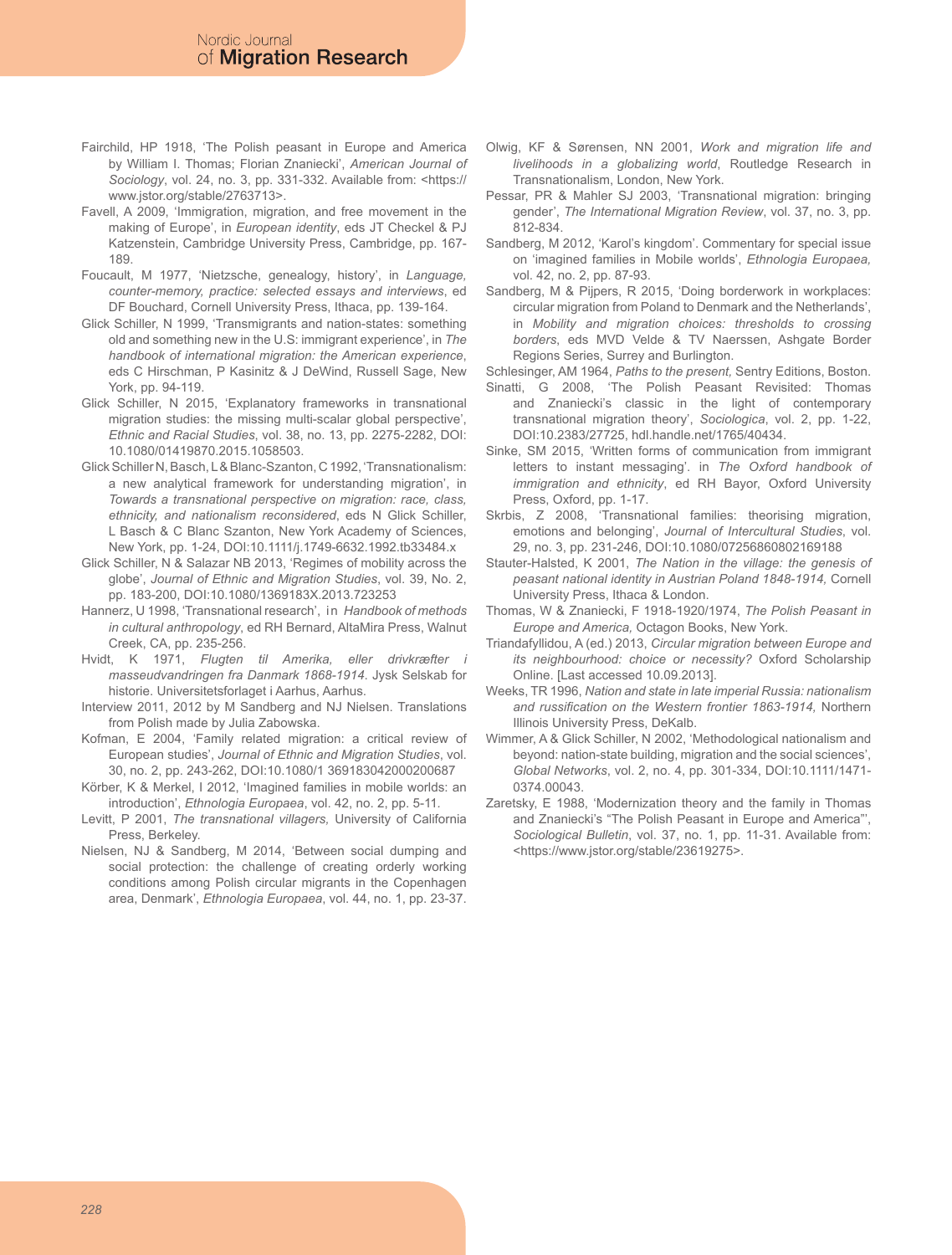Fairchild, HP 1918, 'The Polish peasant in Europe and America by William I. Thomas; Florian Znaniecki', *American Journal of Sociology*, vol. 24, no. 3, pp. 331-332. Available from: <https://www.jstor.org/stable/2763713>.

Favell, A 2009, 'Immigration, migration, and free movement in the making of Europe', in *European identity*, eds JT Checkel & PJ Katzenstein, Cambridge University Press, Cambridge, pp. 167-189.

Foucault, M 1977, 'Nietzsche, genealogy, history', in *Language, counter-memory, practice: selected essays and interviews*, ed DF Bouchard, Cornell University Press, Ithaca, pp. 139-164.

Glick Schiller, N 1999, 'Transmigrants and nation-states: something old and something new in the U.S: immigrant experience', in *The handbook of international migration: the American experience*, eds C Hirschman, P Kasinitz & J DeWind, Russell Sage, New York, pp. 94-119.

Glick Schiller, N 2015, 'Explanatory frameworks in transnational migration studies: the missing multi-scalar global perspective', *Ethnic and Racial Studies*, vol. 38, no. 13, pp. 2275-2282, DOI: 10.1080/01419870.2015.1058503.

Glick Schiller N, Basch, L & Blanc-Szanton, C 1992, 'Transnationalism: a new analytical framework for understanding migration', in *Towards a transnational perspective on migration: race, class, ethnicity, and nationalism reconsidered*, eds N Glick Schiller, L Basch & C Blanc Szanton, New York Academy of Sciences, New York, pp. 1-24, DOI:10.1111/j.1749-6632.1992.tb33484.x

Glick Schiller, N & Salazar NB 2013, 'Regimes of mobility across the globe', *Journal of Ethnic and Migration Studies*, vol. 39, No. 2, pp. 183-200, DOI:10.1080/1369183X.2013.723253

Hannerz, U 1998, 'Transnational research', in *Handbook of methods in cultural anthropology*, ed RH Bernard, AltaMira Press, Walnut Creek, CA, pp. 235-256.

Hvidt, K 1971, *Flugten til Amerika, eller drivkræfter i masseudvandringen fra Danmark 1868-1914*. Jysk Selskab for historie. Universitetsforlaget i Aarhus, Aarhus.

Interview 2011, 2012 by M Sandberg and NJ Nielsen. Translations from Polish made by Julia Zabowska.

Kofman, E 2004, 'Family related migration: a critical review of European studies', *Journal of Ethnic and Migration Studies*, vol. 30, no. 2, pp. 243-262, DOI:10.1080/1 369183042000200687

Körber, K & Merkel, I 2012, 'Imagined families in mobile worlds: an introduction', *Ethnologia Europaea*, vol. 42, no. 2, pp. 5-11.

Levitt, P 2001, *The transnational villagers,* University of California Press, Berkeley.

Nielsen, NJ & Sandberg, M 2014, 'Between social dumping and social protection: the challenge of creating orderly working conditions among Polish circular migrants in the Copenhagen area, Denmark', *Ethnologia Europaea*, vol. 44, no. 1, pp. 23-37.

Olwig, KF & Sørensen, NN 2001, *Work and migration life and livelihoods in a globalizing world*, Routledge Research in Transnationalism, London, New York.

Pessar, PR & Mahler SJ 2003, 'Transnational migration: bringing gender', *The International Migration Review*, vol. 37, no. 3, pp. 812-834.

Sandberg, M 2012, 'Karol's kingdom'. Commentary for special issue on 'imagined families in Mobile worlds', *Ethnologia Europaea,* vol. 42, no. 2, pp. 87-93.

Sandberg, M & Pijpers, R 2015, 'Doing borderwork in workplaces: circular migration from Poland to Denmark and the Netherlands', in *Mobility and migration choices: thresholds to crossing borders*, eds MVD Velde & TV Naerssen, Ashgate Border Regions Series, Surrey and Burlington.

Schlesinger, AM 1964, *Paths to the present,* Sentry Editions, Boston.

Sinatti, G 2008, 'The Polish Peasant Revisited: Thomas and Znaniecki's classic in the light of contemporary transnational migration theory', *Sociologica*, vol. 2, pp. 1-22, DOI:10.2383/27725, hdl.handle.net/1765/40434.

Sinke, SM 2015, 'Written forms of communication from immigrant letters to instant messaging'. in *The Oxford handbook of immigration and ethnicity*, ed RH Bayor, Oxford University Press, Oxford, pp. 1-17.

Skrbis, Z 2008, 'Transnational families: theorising migration, emotions and belonging', *Journal of Intercultural Studies*, vol. 29, no. 3, pp. 231-246, DOI:10.1080/07256860802169188

Stauter-Halsted, K 2001, *The Nation in the village: the genesis of peasant national identity in Austrian Poland 1848-1914,* Cornell University Press, Ithaca & London.

Thomas, W & Znaniecki, F 1918-1920/1974, *The Polish Peasant in Europe and America,* Octagon Books, New York.

Triandafyllidou, A (ed.) 2013, *Circular migration between Europe and its neighbourhood: choice or necessity?* Oxford Scholarship Online. [Last accessed 10.09.2013].

Weeks, TR 1996, *Nation and state in late imperial Russia: nationalism and russification on the Western frontier 1863-1914,* Northern Illinois University Press, DeKalb.

Wimmer, A & Glick Schiller, N 2002, 'Methodological nationalism and beyond: nation-state building, migration and the social sciences', *Global Networks*, vol. 2, no. 4, pp. 301-334, DOI:10.1111/1471-0374.00043.

Zaretsky, E 1988, 'Modernization theory and the family in Thomas and Znaniecki's "The Polish Peasant in Europe and America"', *Sociological Bulletin*, vol. 37, no. 1, pp. 11-31. Available from: <https://www.jstor.org/stable/23619275>.